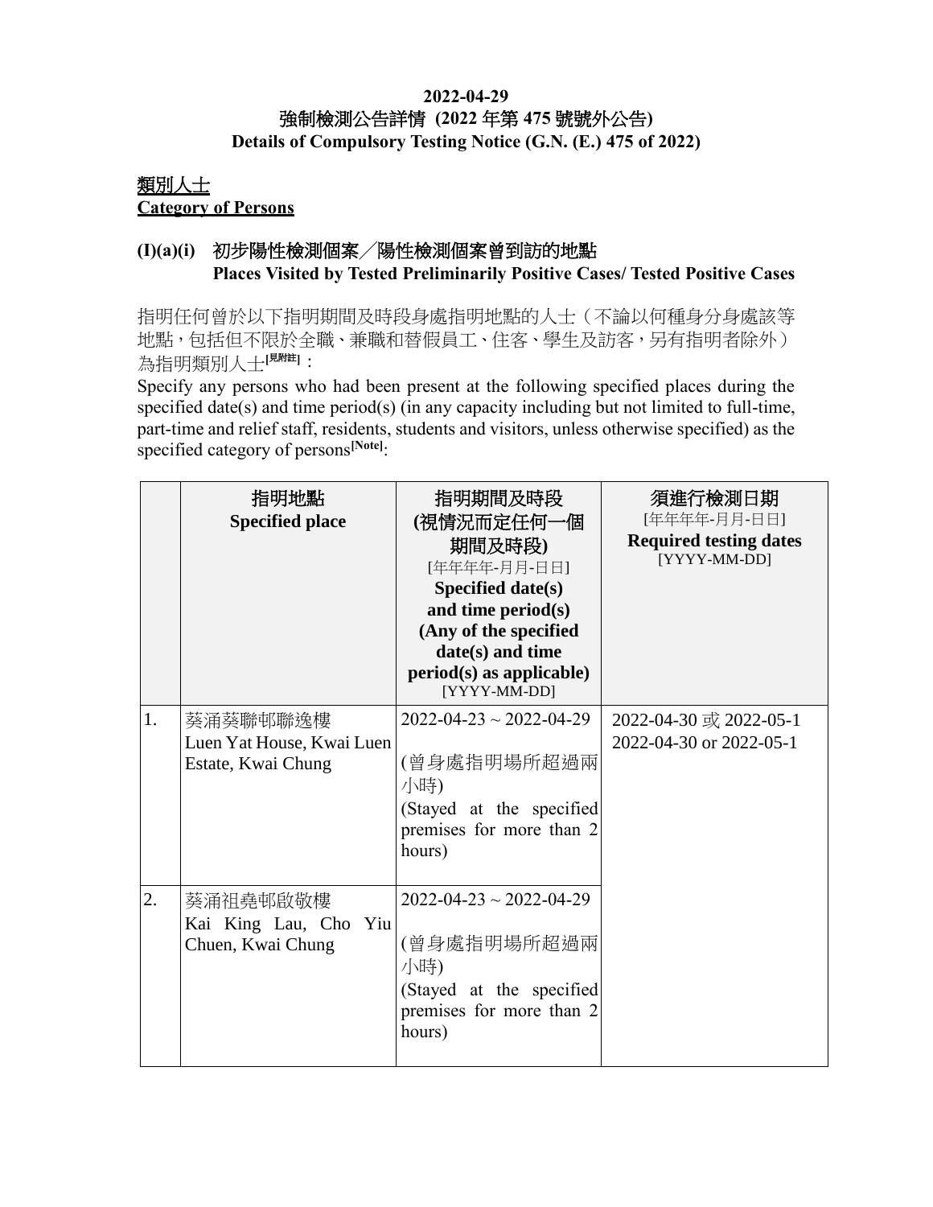**2022-04-29**

**強制檢測公告詳情 (2022 年第 475 號號外公告)**

**Details of Compulsory Testing Notice (G.N. (E.) 475 of 2022)**

## 類別人士

**Category of Persons**

### (I)(a)(i) 初步陽性檢測個案／陽性檢測個案曾到訪的地點

**Places Visited by Tested Preliminarily Positive Cases/ Tested Positive Cases**

指明任何曾於以下指明期間及時段身處指明地點的人士（不論以何種身分身處該等地點，包括但不限於全職、兼職和替假員工、住客、學生及訪客，另有指明者除外）為指明類別人士[見附註]：

Specify any persons who had been present at the following specified places during the specified date(s) and time period(s) (in any capacity including but not limited to full-time, part-time and relief staff, residents, students and visitors, unless otherwise specified) as the specified category of persons[Note]:

| | 指明地點<br>**Specified place** | 指明期間及時段<br>**(視情況而定任何一個期間及時段)**<br>[年年年年-月月-日日]<br>**Specified date(s) and time period(s) (Any of the specified date(s) and time period(s) as applicable)**<br>[YYYY-MM-DD] | 須進行檢測日期<br>[年年年年-月月-日日]<br>**Required testing dates**<br>[YYYY-MM-DD] |
|---|---|---|---|
| 1. | 葵涌葵聯邨聯逸樓<br>Luen Yat House, Kwai Luen Estate, Kwai Chung | 2022-04-23 ~ 2022-04-29<br><br>(曾身處指明場所超過兩小時)<br>(Stayed at the specified premises for more than 2 hours) | 2022-04-30 或 2022-05-1<br>2022-04-30 or 2022-05-1 |
| 2. | 葵涌祖堯邨啟敬樓<br>Kai King Lau, Cho Yiu Chuen, Kwai Chung | 2022-04-23 ~ 2022-04-29<br><br>(曾身處指明場所超過兩小時)<br>(Stayed at the specified premises for more than 2 hours) | |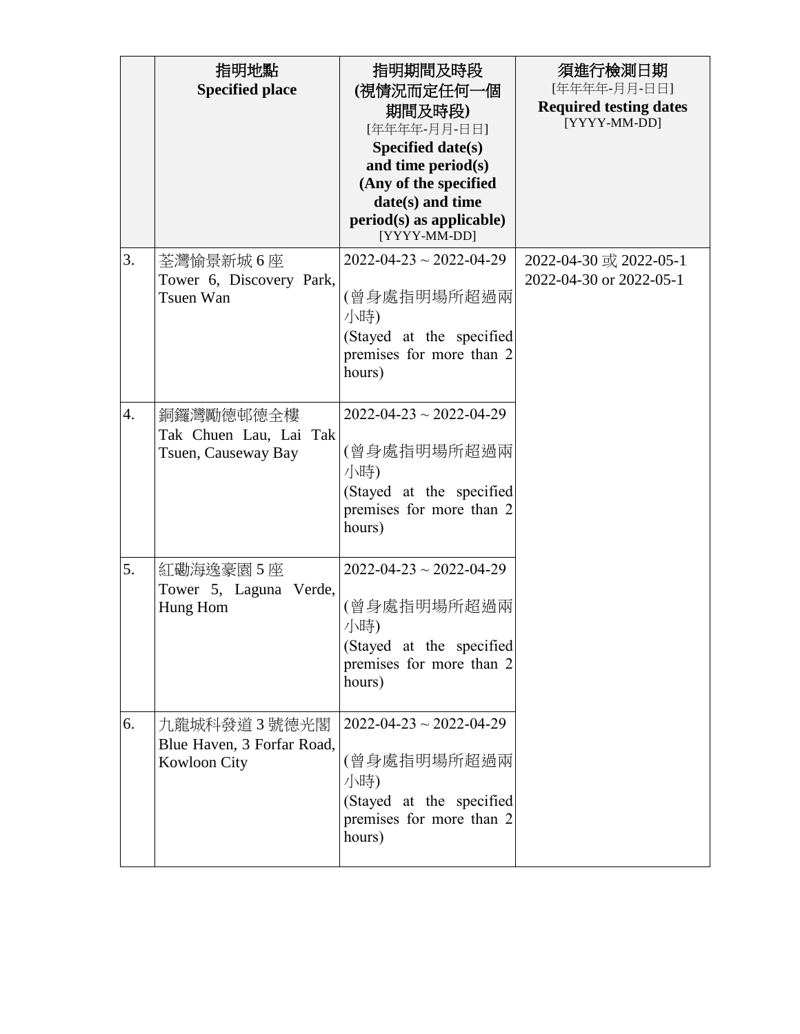| | 指明地點<br>**Specified place** | 指明期間及時段<br>**(視情況而定任何一個期間及時段)**<br>[年年年年-月月-日日]<br>**Specified date(s) and time period(s) (Any of the specified date(s) and time period(s) as applicable)**<br>[YYYY-MM-DD] | 須進行檢測日期<br>[年年年年-月月-日日]<br>**Required testing dates**<br>[YYYY-MM-DD] |
|---|---|---|---|
| 3. | 荃灣愉景新城 6 座<br>Tower 6, Discovery Park, Tsuen Wan | 2022-04-23 ~ 2022-04-29<br><br>(曾身處指明場所超過兩小時)<br>(Stayed at the specified premises for more than 2 hours) | 2022-04-30 或 2022-05-1<br>2022-04-30 or 2022-05-1 |
| 4. | 銅鑼灣勵德邨德全樓<br>Tak Chuen Lau, Lai Tak Tsuen, Causeway Bay | 2022-04-23 ~ 2022-04-29<br><br>(曾身處指明場所超過兩小時)<br>(Stayed at the specified premises for more than 2 hours) | |
| 5. | 紅磡海逸豪園 5 座<br>Tower 5, Laguna Verde, Hung Hom | 2022-04-23 ~ 2022-04-29<br><br>(曾身處指明場所超過兩小時)<br>(Stayed at the specified premises for more than 2 hours) | |
| 6. | 九龍城科發道 3 號德光閣<br>Blue Haven, 3 Forfar Road, Kowloon City | 2022-04-23 ~ 2022-04-29<br><br>(曾身處指明場所超過兩小時)<br>(Stayed at the specified premises for more than 2 hours) | |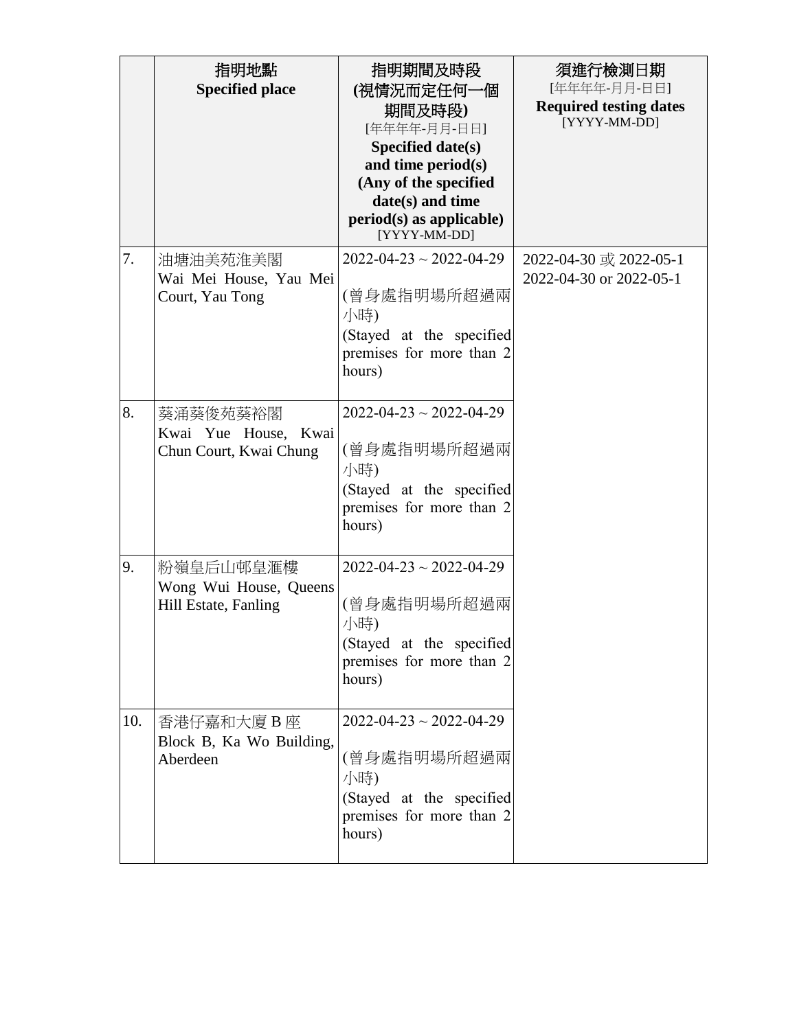| | 指明地點<br>**Specified place** | 指明期間及時段<br>**(視情況而定任何一個期間及時段)**<br>[年年年年-月月-日日]<br>**Specified date(s) and time period(s) (Any of the specified date(s) and time period(s) as applicable)**<br>[YYYY-MM-DD] | 須進行檢測日期<br>[年年年年-月月-日日]<br>**Required testing dates**<br>[YYYY-MM-DD] |
|---|---|---|---|
| 7. | 油塘油美苑淮美閣<br>Wai Mei House, Yau Mei Court, Yau Tong | 2022-04-23 ~ 2022-04-29<br><br>(曾身處指明場所超過兩小時)<br>(Stayed at the specified premises for more than 2 hours) | 2022-04-30 或 2022-05-1<br>2022-04-30 or 2022-05-1 |
| 8. | 葵涌葵俊苑葵裕閣<br>Kwai Yue House, Kwai Chun Court, Kwai Chung | 2022-04-23 ~ 2022-04-29<br><br>(曾身處指明場所超過兩小時)<br>(Stayed at the specified premises for more than 2 hours) | |
| 9. | 粉嶺皇后山邨皇滙樓<br>Wong Wui House, Queens Hill Estate, Fanling | 2022-04-23 ~ 2022-04-29<br><br>(曾身處指明場所超過兩小時)<br>(Stayed at the specified premises for more than 2 hours) | |
| 10. | 香港仔嘉和大廈 B 座<br>Block B, Ka Wo Building, Aberdeen | 2022-04-23 ~ 2022-04-29<br><br>(曾身處指明場所超過兩小時)<br>(Stayed at the specified premises for more than 2 hours) | |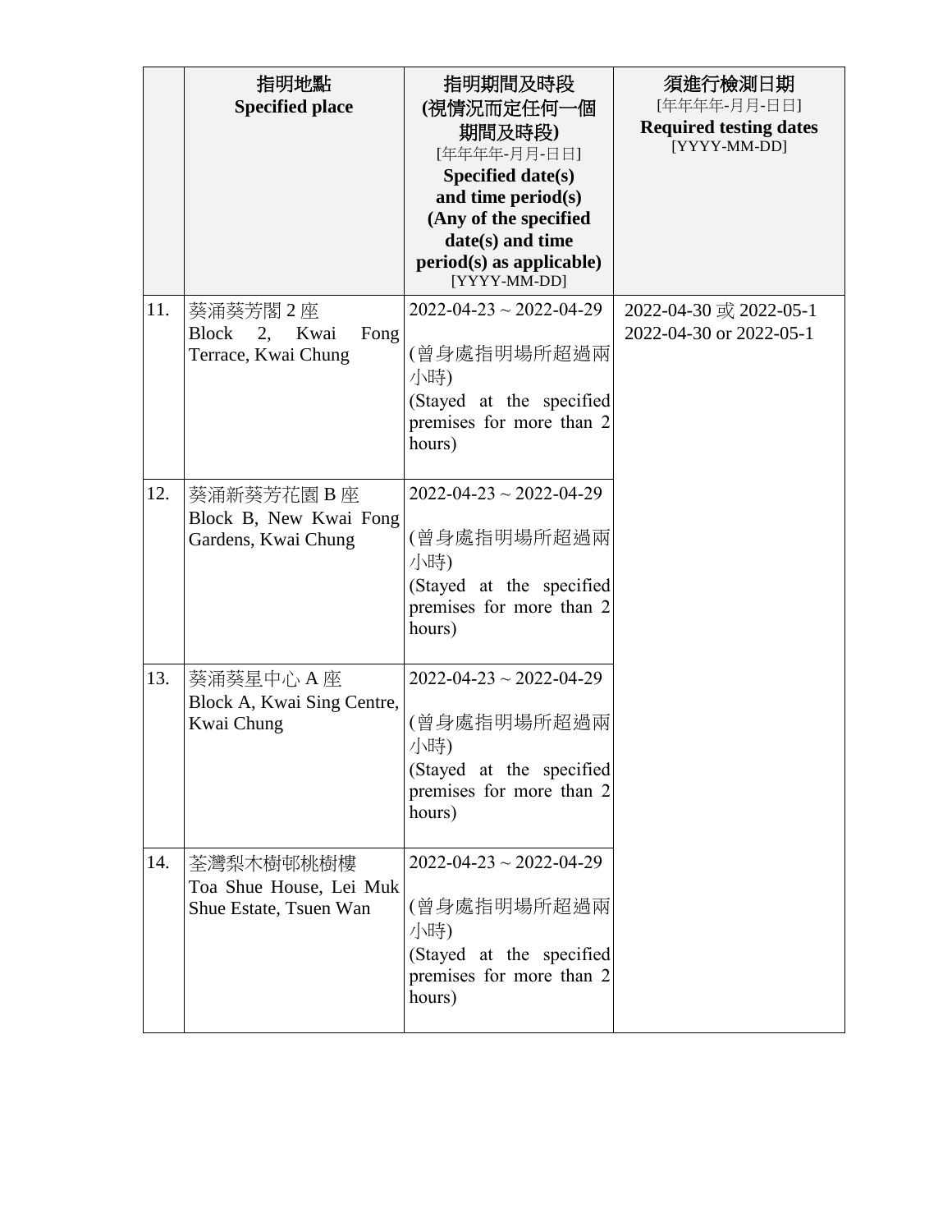| | 指明地點<br>**Specified place** | 指明期間及時段<br>**(視情況而定任何一個期間及時段)**<br>[年年年年-月月-日日]<br>**Specified date(s) and time period(s) (Any of the specified date(s) and time period(s) as applicable)**<br>[YYYY-MM-DD] | 須進行檢測日期<br>[年年年年-月月-日日]<br>**Required testing dates**<br>[YYYY-MM-DD] |
|---|---|---|---|
| 11. | 葵涌葵芳閣 2 座<br>Block 2, Kwai Fong Terrace, Kwai Chung | 2022-04-23 ~ 2022-04-29<br><br>(曾身處指明場所超過兩小時)<br>(Stayed at the specified premises for more than 2 hours) | 2022-04-30 或 2022-05-1<br>2022-04-30 or 2022-05-1 |
| 12. | 葵涌新葵芳花園 B 座<br>Block B, New Kwai Fong Gardens, Kwai Chung | 2022-04-23 ~ 2022-04-29<br><br>(曾身處指明場所超過兩小時)<br>(Stayed at the specified premises for more than 2 hours) | |
| 13. | 葵涌葵星中心 A 座<br>Block A, Kwai Sing Centre, Kwai Chung | 2022-04-23 ~ 2022-04-29<br><br>(曾身處指明場所超過兩小時)<br>(Stayed at the specified premises for more than 2 hours) | |
| 14. | 荃灣梨木樹邨桃樹樓<br>Toa Shue House, Lei Muk Shue Estate, Tsuen Wan | 2022-04-23 ~ 2022-04-29<br><br>(曾身處指明場所超過兩小時)<br>(Stayed at the specified premises for more than 2 hours) | |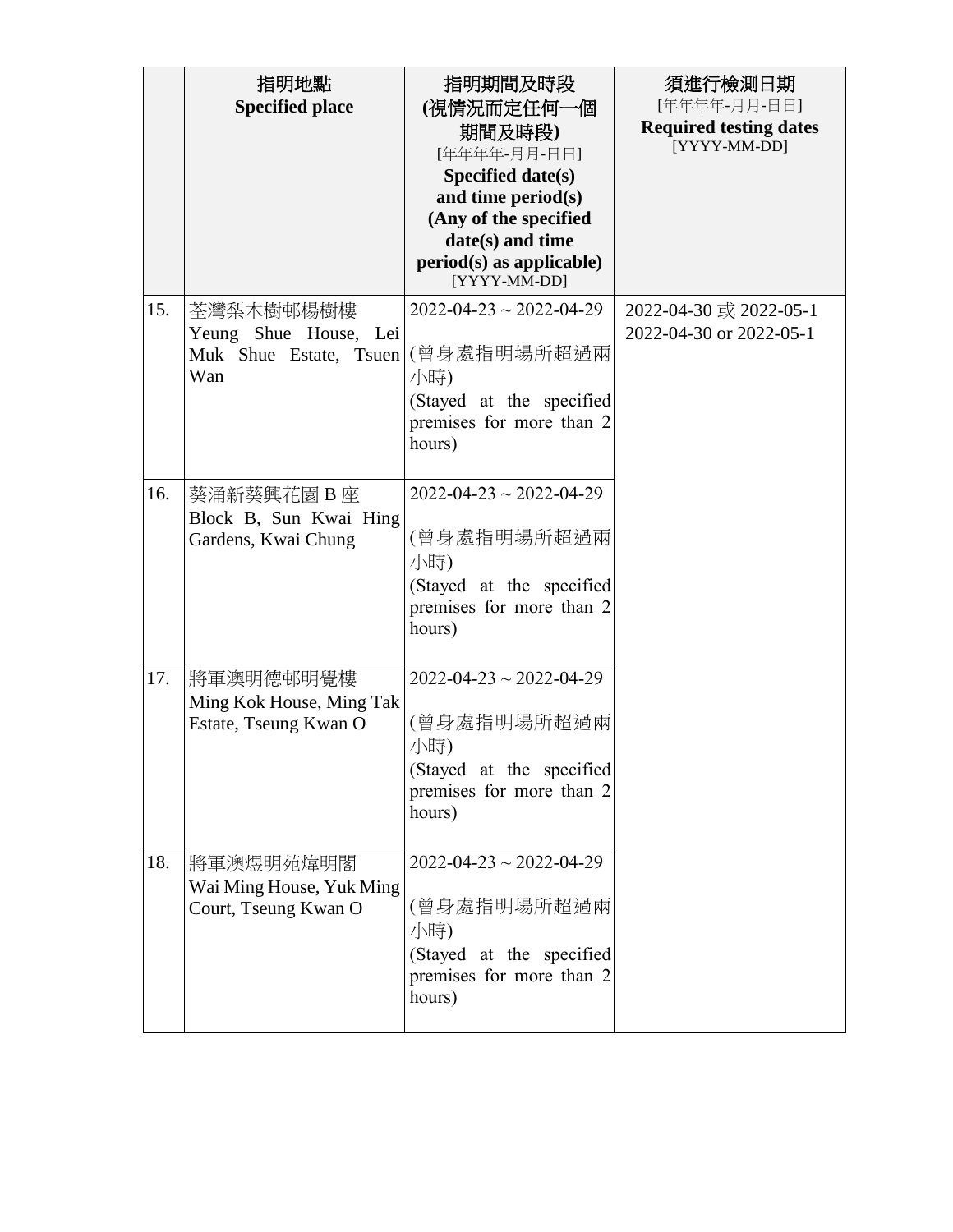| | 指明地點<br>**Specified place** | 指明期間及時段<br>**(視情況而定任何一個期間及時段)**<br>[年年年年-月月-日日]<br>**Specified date(s) and time period(s) (Any of the specified date(s) and time period(s) as applicable)**<br>[YYYY-MM-DD] | 須進行檢測日期<br>[年年年年-月月-日日]<br>**Required testing dates**<br>[YYYY-MM-DD] |
|---|---|---|---|
| 15. | 荃灣梨木樹邨楊樹樓<br>Yeung Shue House, Lei Muk Shue Estate, Tsuen Wan | 2022-04-23 ~ 2022-04-29<br><br>(曾身處指明場所超過兩小時)<br>(Stayed at the specified premises for more than 2 hours) | 2022-04-30 或 2022-05-1<br>2022-04-30 or 2022-05-1 |
| 16. | 葵涌新葵興花園 B 座<br>Block B, Sun Kwai Hing Gardens, Kwai Chung | 2022-04-23 ~ 2022-04-29<br><br>(曾身處指明場所超過兩小時)<br>(Stayed at the specified premises for more than 2 hours) | |
| 17. | 將軍澳明德邨明覺樓<br>Ming Kok House, Ming Tak Estate, Tseung Kwan O | 2022-04-23 ~ 2022-04-29<br><br>(曾身處指明場所超過兩小時)<br>(Stayed at the specified premises for more than 2 hours) | |
| 18. | 將軍澳煜明苑煒明閣<br>Wai Ming House, Yuk Ming Court, Tseung Kwan O | 2022-04-23 ~ 2022-04-29<br><br>(曾身處指明場所超過兩小時)<br>(Stayed at the specified premises for more than 2 hours) | |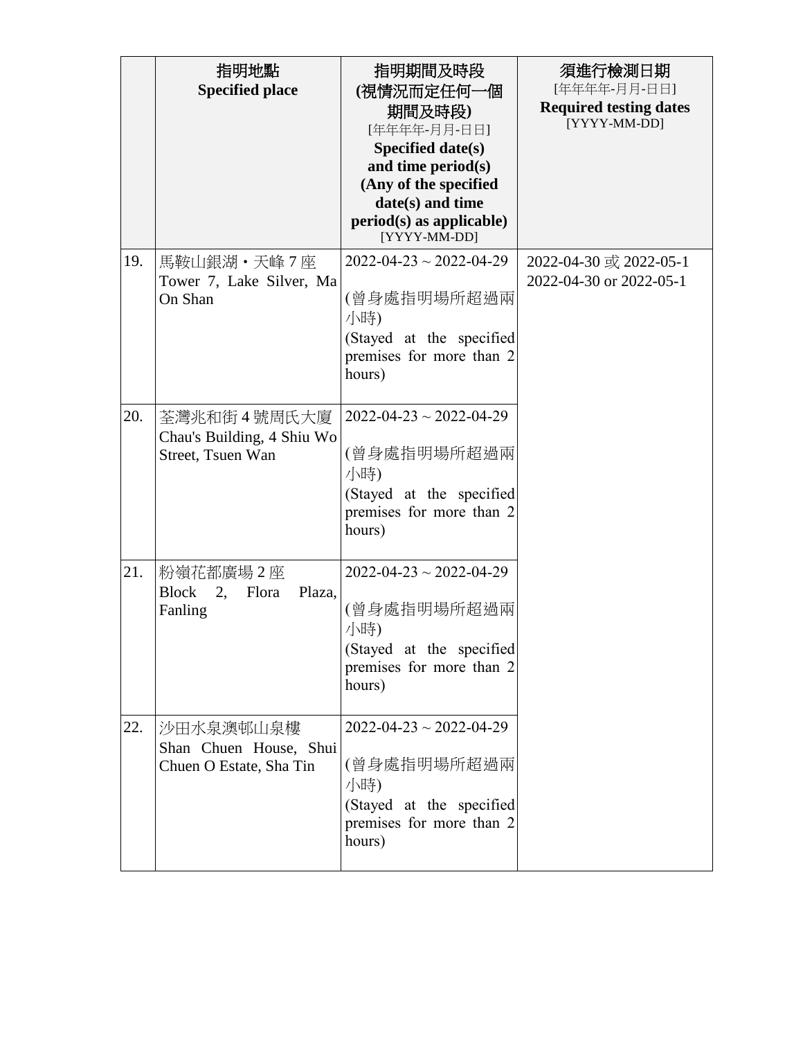| | 指明地點<br>**Specified place** | 指明期間及時段<br>**(視情況而定任何一個期間及時段)**<br>[年年年年-月月-日日]<br>**Specified date(s) and time period(s) (Any of the specified date(s) and time period(s) as applicable)**<br>[YYYY-MM-DD] | 須進行檢測日期<br>[年年年年-月月-日日]<br>**Required testing dates**<br>[YYYY-MM-DD] |
|---|---|---|---|
| 19. | 馬鞍山銀湖・天峰 7 座<br>Tower 7, Lake Silver, Ma On Shan | 2022-04-23 ~ 2022-04-29<br><br>(曾身處指明場所超過兩小時)<br>(Stayed at the specified premises for more than 2 hours) | 2022-04-30 或 2022-05-1<br>2022-04-30 or 2022-05-1 |
| 20. | 荃灣兆和街 4 號周氏大廈<br>Chau's Building, 4 Shiu Wo Street, Tsuen Wan | 2022-04-23 ~ 2022-04-29<br><br>(曾身處指明場所超過兩小時)<br>(Stayed at the specified premises for more than 2 hours) | |
| 21. | 粉嶺花都廣場 2 座<br>Block 2, Flora Plaza, Fanling | 2022-04-23 ~ 2022-04-29<br><br>(曾身處指明場所超過兩小時)<br>(Stayed at the specified premises for more than 2 hours) | |
| 22. | 沙田水泉澳邨山泉樓<br>Shan Chuen House, Shui Chuen O Estate, Sha Tin | 2022-04-23 ~ 2022-04-29<br><br>(曾身處指明場所超過兩小時)<br>(Stayed at the specified premises for more than 2 hours) | |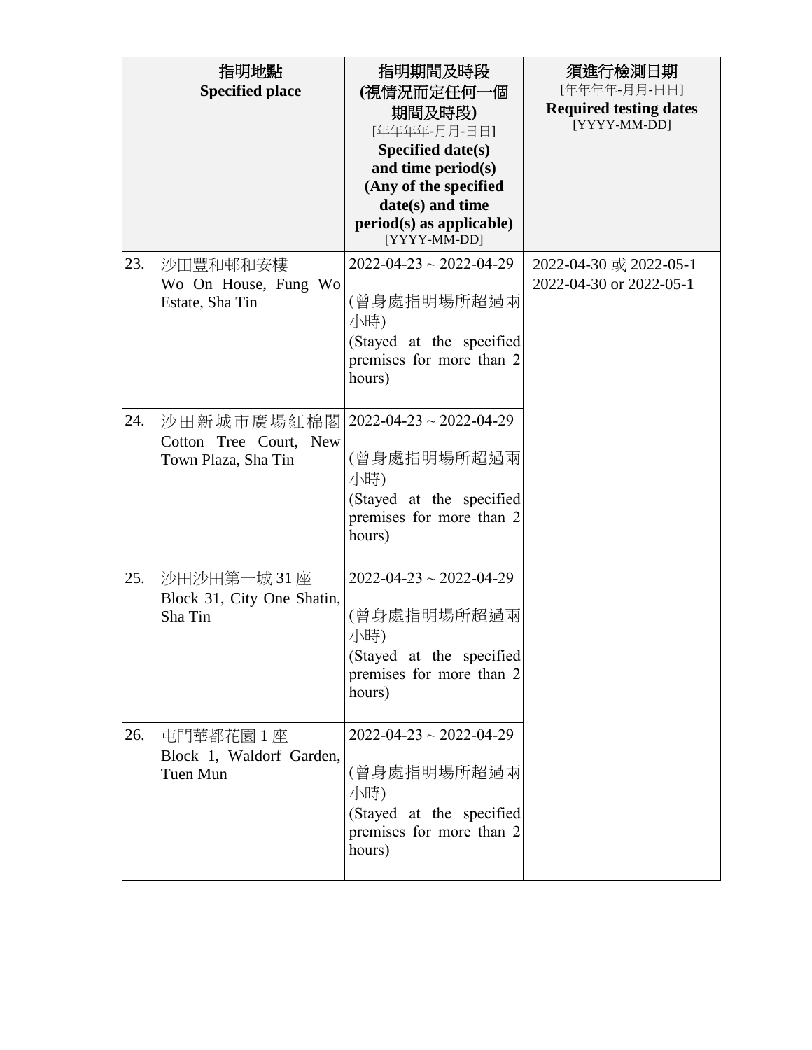| | 指明地點<br>**Specified place** | 指明期間及時段<br>**(視情況而定任何一個期間及時段)**<br>[年年年年-月月-日日]<br>**Specified date(s) and time period(s) (Any of the specified date(s) and time period(s) as applicable)**<br>[YYYY-MM-DD] | 須進行檢測日期<br>[年年年年-月月-日日]<br>**Required testing dates**<br>[YYYY-MM-DD] |
|---|---|---|---|
| 23. | 沙田豐和邨和安樓<br>Wo On House, Fung Wo Estate, Sha Tin | 2022-04-23 ~ 2022-04-29<br><br>(曾身處指明場所超過兩小時)<br>(Stayed at the specified premises for more than 2 hours) | 2022-04-30 或 2022-05-1<br>2022-04-30 or 2022-05-1 |
| 24. | 沙田新城市廣場紅棉閣<br>Cotton Tree Court, New Town Plaza, Sha Tin | 2022-04-23 ~ 2022-04-29<br><br>(曾身處指明場所超過兩小時)<br>(Stayed at the specified premises for more than 2 hours) | |
| 25. | 沙田沙田第一城 31 座<br>Block 31, City One Shatin, Sha Tin | 2022-04-23 ~ 2022-04-29<br><br>(曾身處指明場所超過兩小時)<br>(Stayed at the specified premises for more than 2 hours) | |
| 26. | 屯門華都花園 1 座<br>Block 1, Waldorf Garden, Tuen Mun | 2022-04-23 ~ 2022-04-29<br><br>(曾身處指明場所超過兩小時)<br>(Stayed at the specified premises for more than 2 hours) | |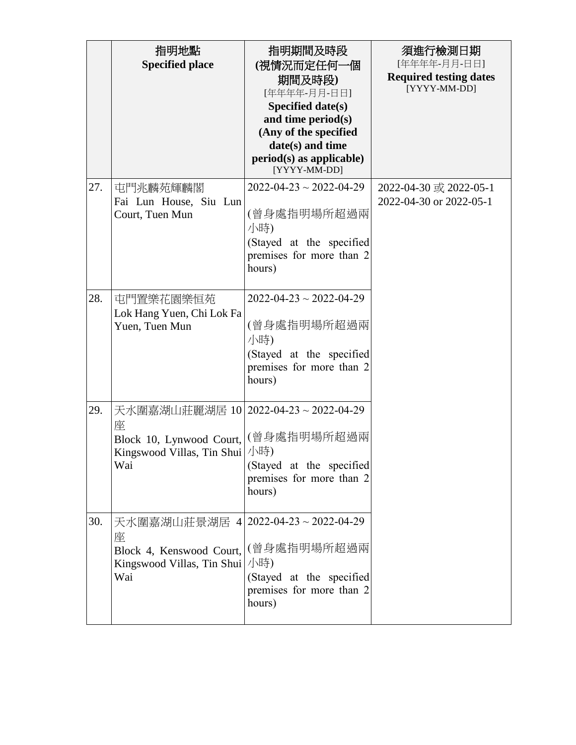| | 指明地點<br>**Specified place** | 指明期間及時段<br>**(視情況而定任何一個期間及時段)**<br>[年年年年-月月-日日]<br>**Specified date(s) and time period(s) (Any of the specified date(s) and time period(s) as applicable)**<br>[YYYY-MM-DD] | 須進行檢測日期<br>[年年年年-月月-日日]<br>**Required testing dates**<br>[YYYY-MM-DD] |
|---|---|---|---|
| 27. | 屯門兆麟苑輝麟閣<br>Fai Lun House, Siu Lun Court, Tuen Mun | 2022-04-23 ~ 2022-04-29<br><br>(曾身處指明場所超過兩小時)<br>(Stayed at the specified premises for more than 2 hours) | 2022-04-30 或 2022-05-1<br>2022-04-30 or 2022-05-1 |
| 28. | 屯門置樂花園樂恒苑<br>Lok Hang Yuen, Chi Lok Fa Yuen, Tuen Mun | 2022-04-23 ~ 2022-04-29<br><br>(曾身處指明場所超過兩小時)<br>(Stayed at the specified premises for more than 2 hours) | |
| 29. | 天水圍嘉湖山莊麗湖居 10 座<br>Block 10, Lynwood Court, Kingswood Villas, Tin Shui Wai | 2022-04-23 ~ 2022-04-29<br><br>(曾身處指明場所超過兩小時)<br>(Stayed at the specified premises for more than 2 hours) | |
| 30. | 天水圍嘉湖山莊景湖居 4 座<br>Block 4, Kenswood Court, Kingswood Villas, Tin Shui Wai | 2022-04-23 ~ 2022-04-29<br><br>(曾身處指明場所超過兩小時)<br>(Stayed at the specified premises for more than 2 hours) | |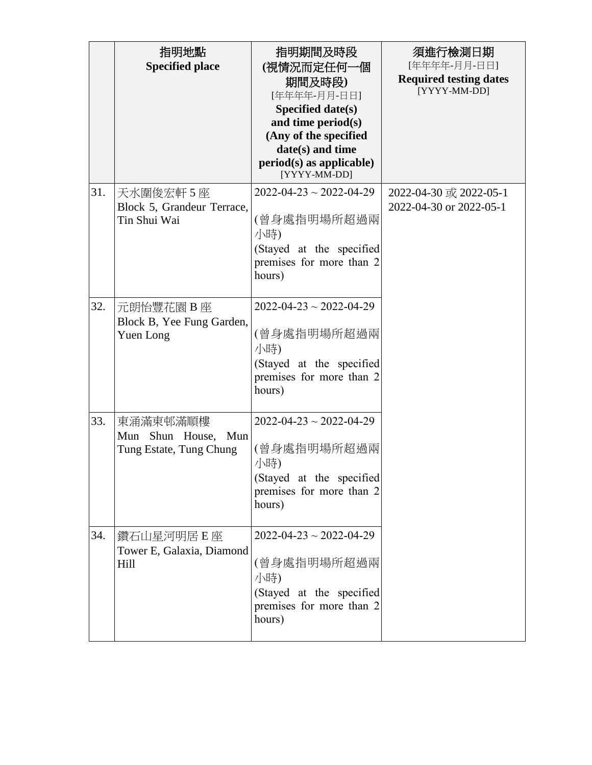|  | 指明地點<br>**Specified place** | 指明期間及時段<br>**(視情況而定任何一個期間及時段)**<br>[年年年年-月月-日日]<br>**Specified date(s) and time period(s) (Any of the specified date(s) and time period(s) as applicable)**<br>[YYYY-MM-DD] | 須進行檢測日期<br>[年年年年-月月-日日]<br>**Required testing dates**<br>[YYYY-MM-DD] |
|---|---|---|---|
| 31. | 天水圍俊宏軒 5 座<br>Block 5, Grandeur Terrace, Tin Shui Wai | 2022-04-23 ~ 2022-04-29<br><br>(曾身處指明場所超過兩小時)<br>(Stayed at the specified premises for more than 2 hours) | 2022-04-30 或 2022-05-1<br>2022-04-30 or 2022-05-1 |
| 32. | 元朗怡豐花園 B 座<br>Block B, Yee Fung Garden, Yuen Long | 2022-04-23 ~ 2022-04-29<br><br>(曾身處指明場所超過兩小時)<br>(Stayed at the specified premises for more than 2 hours) |  |
| 33. | 東涌滿東邨滿順樓<br>Mun Shun House, Mun Tung Estate, Tung Chung | 2022-04-23 ~ 2022-04-29<br><br>(曾身處指明場所超過兩小時)<br>(Stayed at the specified premises for more than 2 hours) |  |
| 34. | 鑽石山星河明居 E 座<br>Tower E, Galaxia, Diamond Hill | 2022-04-23 ~ 2022-04-29<br><br>(曾身處指明場所超過兩小時)<br>(Stayed at the specified premises for more than 2 hours) |  |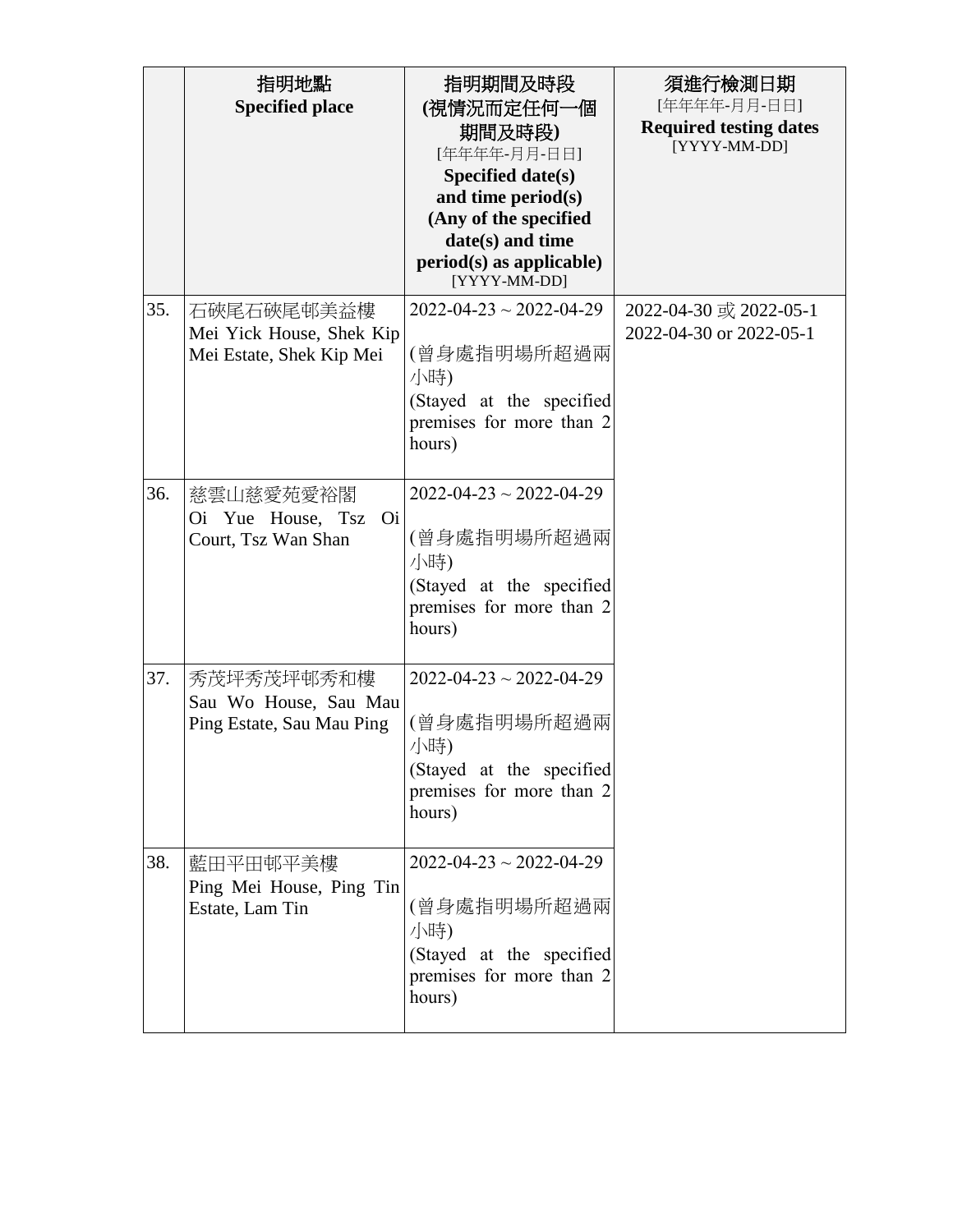| | 指明地點<br>**Specified place** | 指明期間及時段<br>**(視情況而定任何一個期間及時段)**<br>[年年年年-月月-日日]<br>**Specified date(s) and time period(s) (Any of the specified date(s) and time period(s) as applicable)**<br>[YYYY-MM-DD] | 須進行檢測日期<br>[年年年年-月月-日日]<br>**Required testing dates**<br>[YYYY-MM-DD] |
|---|---|---|---|
| 35. | 石硤尾石硤尾邨美益樓<br>Mei Yick House, Shek Kip Mei Estate, Shek Kip Mei | 2022-04-23 ~ 2022-04-29<br>(曾身處指明場所超過兩小時)<br>(Stayed at the specified premises for more than 2 hours) | 2022-04-30 或 2022-05-1<br>2022-04-30 or 2022-05-1 |
| 36. | 慈雲山慈愛苑愛裕閣<br>Oi Yue House, Tsz Oi Court, Tsz Wan Shan | 2022-04-23 ~ 2022-04-29<br>(曾身處指明場所超過兩小時)<br>(Stayed at the specified premises for more than 2 hours) | |
| 37. | 秀茂坪秀茂坪邨秀和樓<br>Sau Wo House, Sau Mau Ping Estate, Sau Mau Ping | 2022-04-23 ~ 2022-04-29<br>(曾身處指明場所超過兩小時)<br>(Stayed at the specified premises for more than 2 hours) | |
| 38. | 藍田平田邨平美樓<br>Ping Mei House, Ping Tin Estate, Lam Tin | 2022-04-23 ~ 2022-04-29<br>(曾身處指明場所超過兩小時)<br>(Stayed at the specified premises for more than 2 hours) | |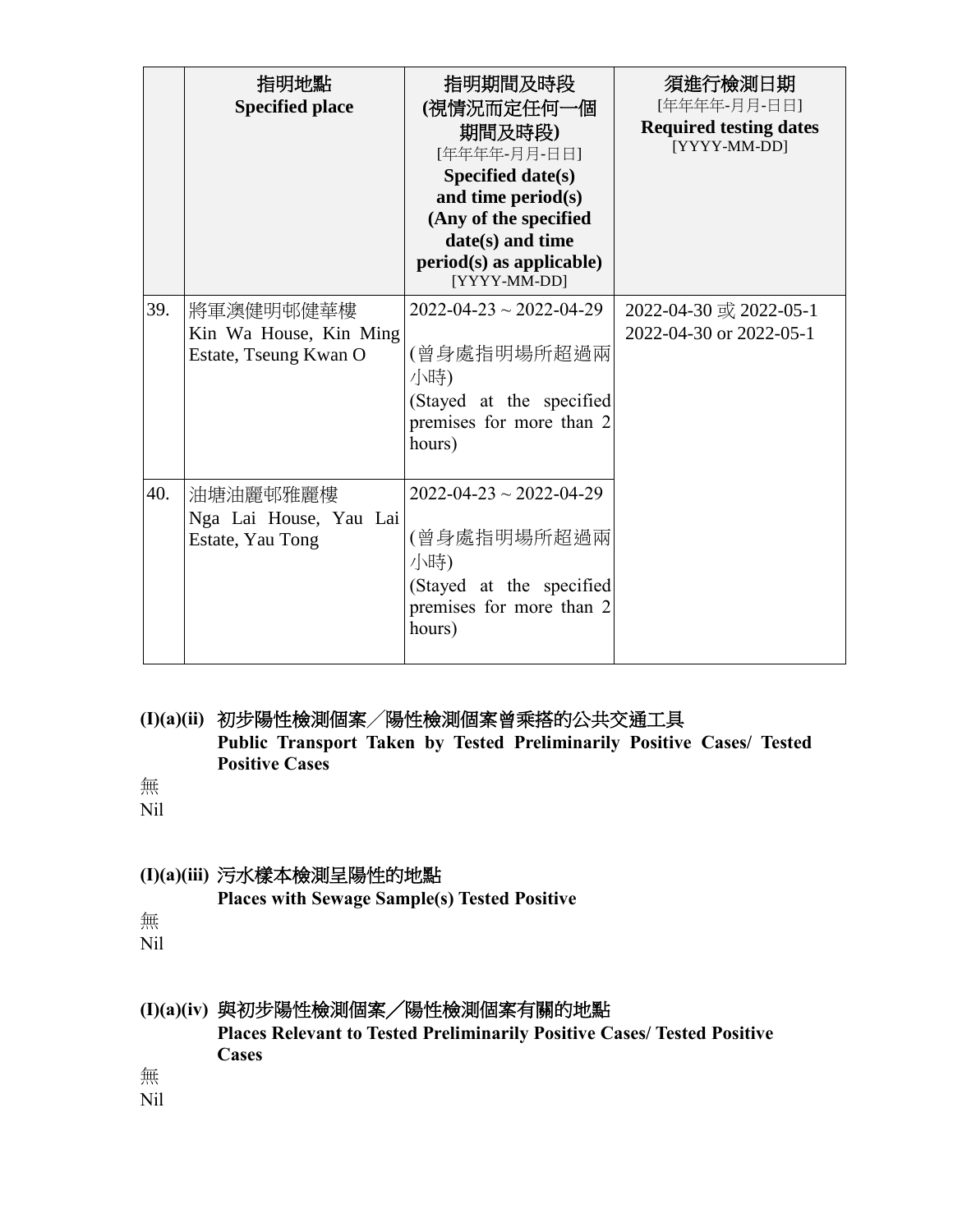| | 指明地點<br>**Specified place** | 指明期間及時段<br>**(視情況而定任何一個期間及時段)**<br>[年年年年-月月-日日]<br>**Specified date(s) and time period(s) (Any of the specified date(s) and time period(s) as applicable)**<br>[YYYY-MM-DD] | 須進行檢測日期<br>[年年年年-月月-日日]<br>**Required testing dates**<br>[YYYY-MM-DD] |
|---|---|---|---|
| 39. | 將軍澳健明邨健華樓<br>Kin Wa House, Kin Ming Estate, Tseung Kwan O | 2022-04-23 ~ 2022-04-29<br><br>(曾身處指明場所超過兩小時)<br>(Stayed at the specified premises for more than 2 hours) | 2022-04-30 或 2022-05-1<br>2022-04-30 or 2022-05-1 |
| 40. | 油塘油麗邨雅麗樓<br>Nga Lai House, Yau Lai Estate, Yau Tong | 2022-04-23 ~ 2022-04-29<br><br>(曾身處指明場所超過兩小時)<br>(Stayed at the specified premises for more than 2 hours) | |

### (I)(a)(ii) 初步陽性檢測個案／陽性檢測個案曾乘搭的公共交通工具 Public Transport Taken by Tested Preliminarily Positive Cases/ Tested Positive Cases

無

Nil

### (I)(a)(iii) 污水樣本檢測呈陽性的地點 Places with Sewage Sample(s) Tested Positive

無

Nil

### (I)(a)(iv) 與初步陽性檢測個案／陽性檢測個案有關的地點 Places Relevant to Tested Preliminarily Positive Cases/ Tested Positive Cases

無

Nil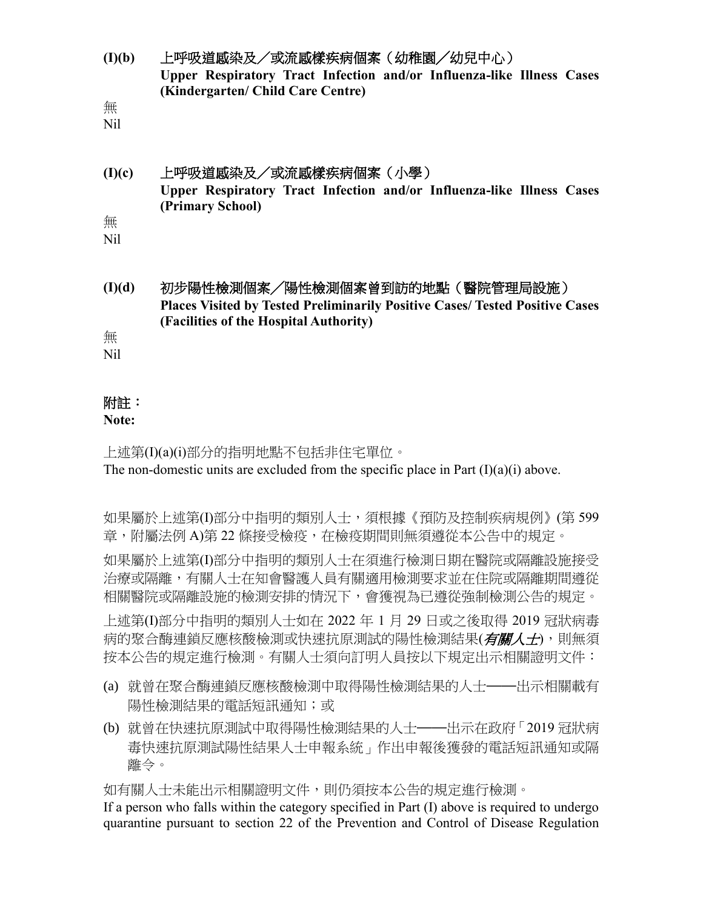**(I)(b)** **上呼吸道感染及／或流感樣疾病個案（幼稚園／幼兒中心）**
**Upper Respiratory Tract Infection and/or Influenza-like Illness Cases (Kindergarten/ Child Care Centre)**

無
Nil

**(I)(c)** **上呼吸道感染及／或流感樣疾病個案（小學）**
**Upper Respiratory Tract Infection and/or Influenza-like Illness Cases (Primary School)**

無
Nil

**(I)(d)** **初步陽性檢測個案／陽性檢測個案曾到訪的地點（醫院管理局設施）**
**Places Visited by Tested Preliminarily Positive Cases/ Tested Positive Cases (Facilities of the Hospital Authority)**

無
Nil

**附註：**
**Note:**

上述第(I)(a)(i)部分的指明地點不包括非住宅單位。
The non-domestic units are excluded from the specific place in Part (I)(a)(i) above.

如果屬於上述第(I)部分中指明的類別人士，須根據《預防及控制疾病規例》(第 599 章，附屬法例 A)第 22 條接受檢疫，在檢疫期間則無須遵從本公告中的規定。

如果屬於上述第(I)部分中指明的類別人士在須進行檢測日期在醫院或隔離設施接受治療或隔離，有關人士在知會醫護人員有關適用檢測要求並在住院或隔離期間遵從相關醫院或隔離設施的檢測安排的情況下，會獲視為已遵從強制檢測公告的規定。

上述第(I)部分中指明的類別人士如在 2022 年 1 月 29 日或之後取得 2019 冠狀病毒病的聚合酶連鎖反應核酸檢測或快速抗原測試的陽性檢測結果(***有關人士***)，則無須按本公告的規定進行檢測。有關人士須向訂明人員按以下規定出示相關證明文件：

(a) 就曾在聚合酶連鎖反應核酸檢測中取得陽性檢測結果的人士——出示相關載有陽性檢測結果的電話短訊通知；或

(b) 就曾在快速抗原測試中取得陽性檢測結果的人士——出示在政府「2019 冠狀病毒快速抗原測試陽性結果人士申報系統」作出申報後獲發的電話短訊通知或隔離令。

如有關人士未能出示相關證明文件，則仍須按本公告的規定進行檢測。

If a person who falls within the category specified in Part (I) above is required to undergo quarantine pursuant to section 22 of the Prevention and Control of Disease Regulation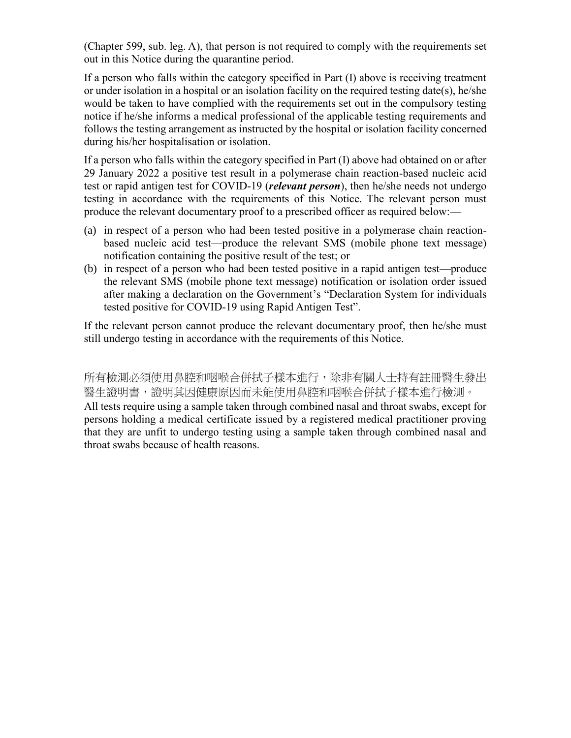(Chapter 599, sub. leg. A), that person is not required to comply with the requirements set out in this Notice during the quarantine period.

If a person who falls within the category specified in Part (I) above is receiving treatment or under isolation in a hospital or an isolation facility on the required testing date(s), he/she would be taken to have complied with the requirements set out in the compulsory testing notice if he/she informs a medical professional of the applicable testing requirements and follows the testing arrangement as instructed by the hospital or isolation facility concerned during his/her hospitalisation or isolation.

If a person who falls within the category specified in Part (I) above had obtained on or after 29 January 2022 a positive test result in a polymerase chain reaction-based nucleic acid test or rapid antigen test for COVID-19 (***relevant person***), then he/she needs not undergo testing in accordance with the requirements of this Notice. The relevant person must produce the relevant documentary proof to a prescribed officer as required below:—

(a) in respect of a person who had been tested positive in a polymerase chain reaction-based nucleic acid test—produce the relevant SMS (mobile phone text message) notification containing the positive result of the test; or
(b) in respect of a person who had been tested positive in a rapid antigen test—produce the relevant SMS (mobile phone text message) notification or isolation order issued after making a declaration on the Government's "Declaration System for individuals tested positive for COVID-19 using Rapid Antigen Test".

If the relevant person cannot produce the relevant documentary proof, then he/she must still undergo testing in accordance with the requirements of this Notice.

所有檢測必須使用鼻腔和咽喉合併拭子樣本進行，除非有關人士持有註冊醫生發出醫生證明書，證明其因健康原因而未能使用鼻腔和咽喉合併拭子樣本進行檢測。
All tests require using a sample taken through combined nasal and throat swabs, except for persons holding a medical certificate issued by a registered medical practitioner proving that they are unfit to undergo testing using a sample taken through combined nasal and throat swabs because of health reasons.